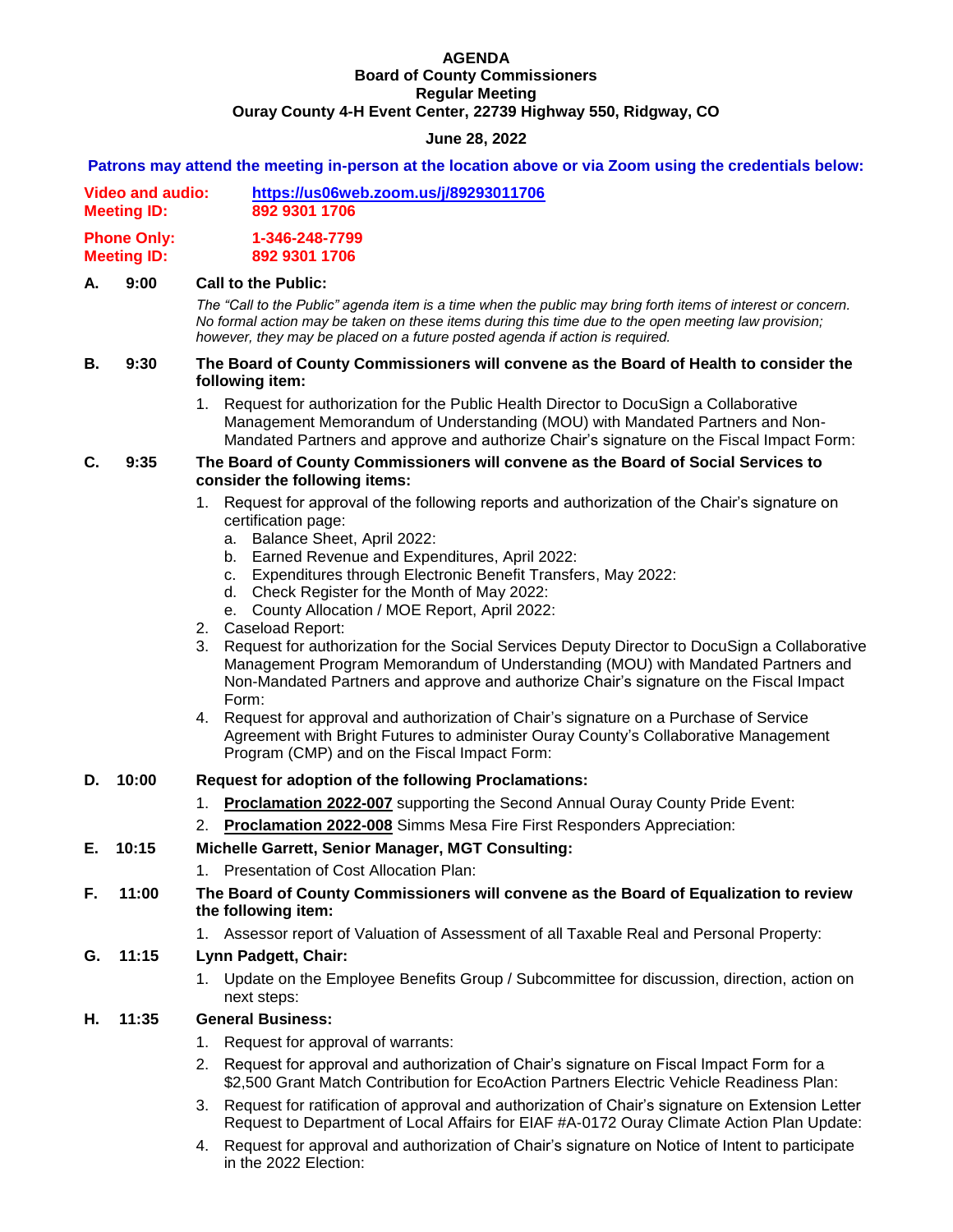# AGENDA

## Board of County Commissioners
## Regular Meeting
## Ouray County 4-H Event Center, 22739 Highway 550, Ridgway, CO

**June 28, 2022**

**Patrons may attend the meeting in-person at the location above or via Zoom using the credentials below:**

**Video and audio:** **https://us06web.zoom.us/j/89293011706**
**Meeting ID:** **892 9301 1706**

**Phone Only:** **1-346-248-7799**
**Meeting ID:** **892 9301 1706**

**A. 9:00 Call to the Public:**

*The "Call to the Public" agenda item is a time when the public may bring forth items of interest or concern. No formal action may be taken on these items during this time due to the open meeting law provision; however, they may be placed on a future posted agenda if action is required.*

**B. 9:30 The Board of County Commissioners will convene as the Board of Health to consider the following item:**

1. Request for authorization for the Public Health Director to DocuSign a Collaborative Management Memorandum of Understanding (MOU) with Mandated Partners and Non-Mandated Partners and approve and authorize Chair's signature on the Fiscal Impact Form:

**C. 9:35 The Board of County Commissioners will convene as the Board of Social Services to consider the following items:**

1. Request for approval of the following reports and authorization of the Chair's signature on certification page:
   a. Balance Sheet, April 2022:
   b. Earned Revenue and Expenditures, April 2022:
   c. Expenditures through Electronic Benefit Transfers, May 2022:
   d. Check Register for the Month of May 2022:
   e. County Allocation / MOE Report, April 2022:
2. Caseload Report:
3. Request for authorization for the Social Services Deputy Director to DocuSign a Collaborative Management Program Memorandum of Understanding (MOU) with Mandated Partners and Non-Mandated Partners and approve and authorize Chair's signature on the Fiscal Impact Form:
4. Request for approval and authorization of Chair's signature on a Purchase of Service Agreement with Bright Futures to administer Ouray County's Collaborative Management Program (CMP) and on the Fiscal Impact Form:

**D. 10:00 Request for adoption of the following Proclamations:**

1. **Proclamation 2022-007** supporting the Second Annual Ouray County Pride Event:
2. **Proclamation 2022-008** Simms Mesa Fire First Responders Appreciation:

**E. 10:15 Michelle Garrett, Senior Manager, MGT Consulting:**

1. Presentation of Cost Allocation Plan:

**F. 11:00 The Board of County Commissioners will convene as the Board of Equalization to review the following item:**

1. Assessor report of Valuation of Assessment of all Taxable Real and Personal Property:

**G. 11:15 Lynn Padgett, Chair:**

1. Update on the Employee Benefits Group / Subcommittee for discussion, direction, action on next steps:

**H. 11:35 General Business:**

1. Request for approval of warrants:
2. Request for approval and authorization of Chair's signature on Fiscal Impact Form for a \$2,500 Grant Match Contribution for EcoAction Partners Electric Vehicle Readiness Plan:
3. Request for ratification of approval and authorization of Chair's signature on Extension Letter Request to Department of Local Affairs for EIAF #A-0172 Ouray Climate Action Plan Update:
4. Request for approval and authorization of Chair's signature on Notice of Intent to participate in the 2022 Election: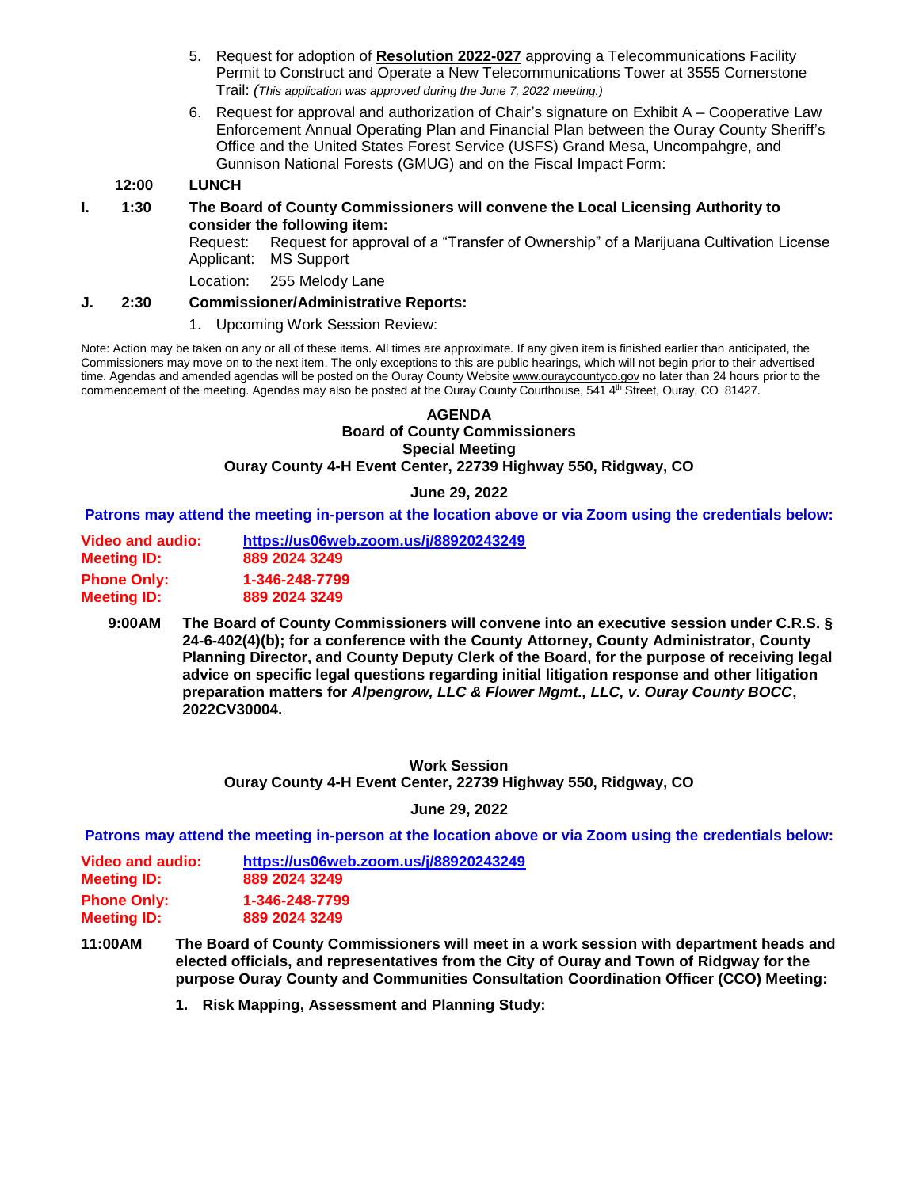5. Request for adoption of **Resolution 2022-027** approving a Telecommunications Facility Permit to Construct and Operate a New Telecommunications Tower at 3555 Cornerstone Trail: *(This application was approved during the June 7, 2022 meeting.)*
6. Request for approval and authorization of Chair's signature on Exhibit A – Cooperative Law Enforcement Annual Operating Plan and Financial Plan between the Ouray County Sheriff's Office and the United States Forest Service (USFS) Grand Mesa, Uncompahgre, and Gunnison National Forests (GMUG) and on the Fiscal Impact Form:

**12:00 LUNCH**

**I. 1:30 The Board of County Commissioners will convene the Local Licensing Authority to consider the following item:**

Request: Request for approval of a "Transfer of Ownership" of a Marijuana Cultivation License
Applicant: MS Support
Location: 255 Melody Lane

**J. 2:30 Commissioner/Administrative Reports:**

1. Upcoming Work Session Review:

Note: Action may be taken on any or all of these items. All times are approximate. If any given item is finished earlier than anticipated, the Commissioners may move on to the next item. The only exceptions to this are public hearings, which will not begin prior to their advertised time. Agendas and amended agendas will be posted on the Ouray County Website www.ouraycountyco.gov no later than 24 hours prior to the commencement of the meeting. Agendas may also be posted at the Ouray County Courthouse, 541 4th Street, Ouray, CO 81427.

**AGENDA**
**Board of County Commissioners**
**Special Meeting**
**Ouray County 4-H Event Center, 22739 Highway 550, Ridgway, CO**

**June 29, 2022**

**Patrons may attend the meeting in-person at the location above or via Zoom using the credentials below:**

**Video and audio:** https://us06web.zoom.us/j/88920243249
**Meeting ID:** 889 2024 3249
**Phone Only:** 1-346-248-7799
**Meeting ID:** 889 2024 3249

**9:00AM The Board of County Commissioners will convene into an executive session under C.R.S. § 24-6-402(4)(b); for a conference with the County Attorney, County Administrator, County Planning Director, and County Deputy Clerk of the Board, for the purpose of receiving legal advice on specific legal questions regarding initial litigation response and other litigation preparation matters for *Alpengrow, LLC & Flower Mgmt., LLC, v. Ouray County BOCC*, 2022CV30004.**

**Work Session**
**Ouray County 4-H Event Center, 22739 Highway 550, Ridgway, CO**

**June 29, 2022**

**Patrons may attend the meeting in-person at the location above or via Zoom using the credentials below:**

**Video and audio:** https://us06web.zoom.us/j/88920243249
**Meeting ID:** 889 2024 3249
**Phone Only:** 1-346-248-7799
**Meeting ID:** 889 2024 3249

**11:00AM The Board of County Commissioners will meet in a work session with department heads and elected officials, and representatives from the City of Ouray and Town of Ridgway for the purpose Ouray County and Communities Consultation Coordination Officer (CCO) Meeting:**

**1. Risk Mapping, Assessment and Planning Study:**